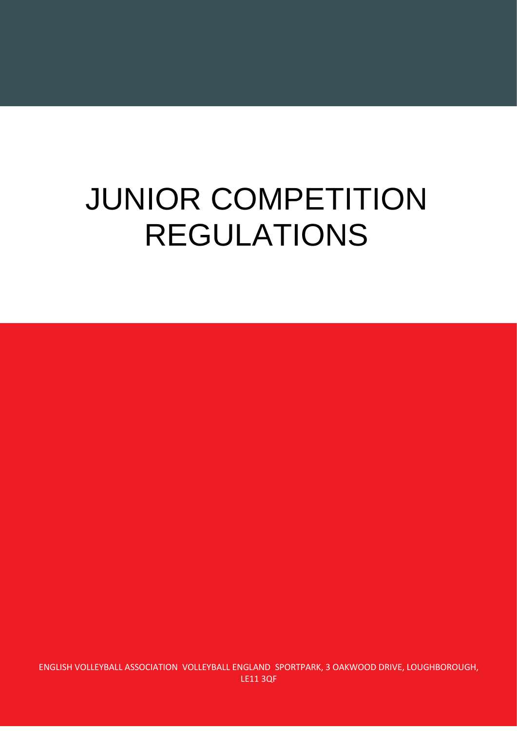# JUNIOR COMPETITION REGULATIONS

ENGLISH VOLLEYBALL ASSOCIATION VOLLEYBALL ENGLAND SPORTPARK, 3 OAKWOOD DRIVE, LOUGHBOROUGH, LE11 3QF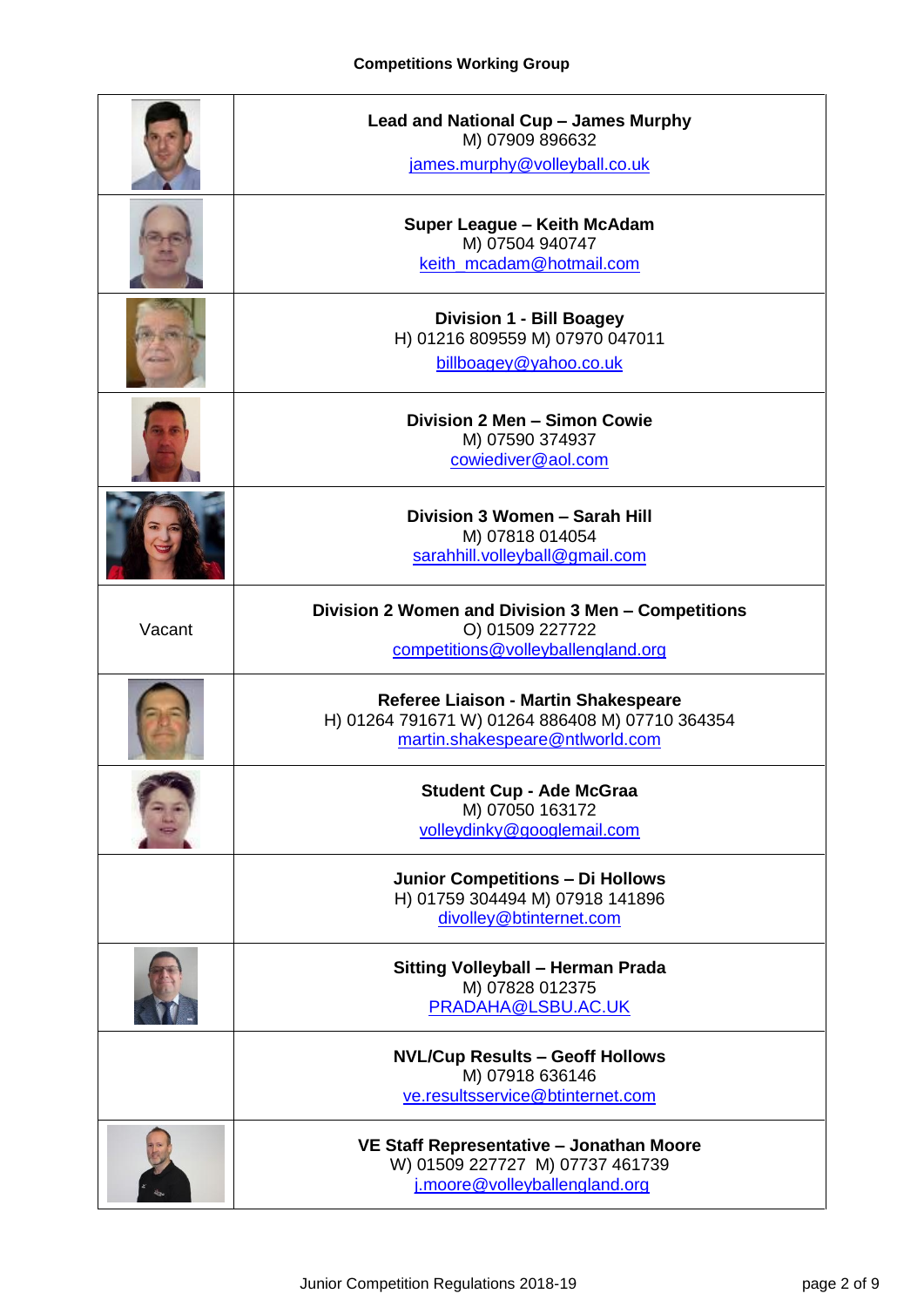**Competitions Working Group**

| | |
|---|---|
| | **Lead and National Cup – James Murphy**<br>M) 07909 896632<br>james.murphy@volleyball.co.uk |
| | **Super League – Keith McAdam**<br>M) 07504 940747<br>keith_mcadam@hotmail.com |
| | **Division 1 - Bill Boagey**<br>H) 01216 809559 M) 07970 047011<br>billboagey@yahoo.co.uk |
| | **Division 2 Men – Simon Cowie**<br>M) 07590 374937<br>cowiediver@aol.com |
| | **Division 3 Women – Sarah Hill**<br>M) 07818 014054<br>sarahhill.volleyball@gmail.com |
| Vacant | **Division 2 Women and Division 3 Men – Competitions**<br>O) 01509 227722<br>competitions@volleyballengland.org |
| | **Referee Liaison - Martin Shakespeare**<br>H) 01264 791671 W) 01264 886408 M) 07710 364354<br>martin.shakespeare@ntlworld.com |
| | **Student Cup - Ade McGraa**<br>M) 07050 163172<br>volleydinky@googlemail.com |
| | **Junior Competitions – Di Hollows**<br>H) 01759 304494 M) 07918 141896<br>divolley@btinternet.com |
| | **Sitting Volleyball – Herman Prada**<br>M) 07828 012375<br>PRADAHA@LSBU.AC.UK |
| | **NVL/Cup Results – Geoff Hollows**<br>M) 07918 636146<br>ve.resultsservice@btinternet.com |
| | **VE Staff Representative – Jonathan Moore**<br>W) 01509 227727 M) 07737 461739<br>j.moore@volleyballengland.org |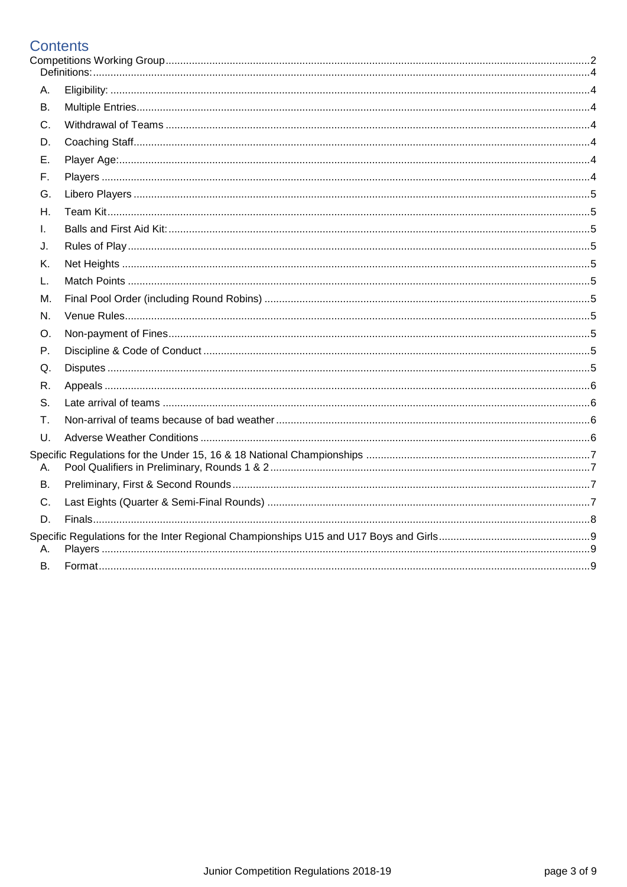# Contents

Competitions Working Group ........ 2

Definitions: ........ 4

A. Eligibility: ........ 4
B. Multiple Entries ........ 4
C. Withdrawal of Teams ........ 4
D. Coaching Staff ........ 4
E. Player Age: ........ 4
F. Players ........ 4
G. Libero Players ........ 5
H. Team Kit ........ 5
I. Balls and First Aid Kit: ........ 5
J. Rules of Play ........ 5
K. Net Heights ........ 5
L. Match Points ........ 5
M. Final Pool Order (including Round Robins) ........ 5
N. Venue Rules ........ 5
O. Non-payment of Fines ........ 5
P. Discipline & Code of Conduct ........ 5
Q. Disputes ........ 5
R. Appeals ........ 6
S. Late arrival of teams ........ 6
T. Non-arrival of teams because of bad weather ........ 6
U. Adverse Weather Conditions ........ 6

Specific Regulations for the Under 15, 16 & 18 National Championships ........ 7

A. Pool Qualifiers in Preliminary, Rounds 1 & 2 ........ 7
B. Preliminary, First & Second Rounds ........ 7
C. Last Eights (Quarter & Semi-Final Rounds) ........ 7
D. Finals ........ 8

Specific Regulations for the Inter Regional Championships U15 and U17 Boys and Girls ........ 9

A. Players ........ 9
B. Format ........ 9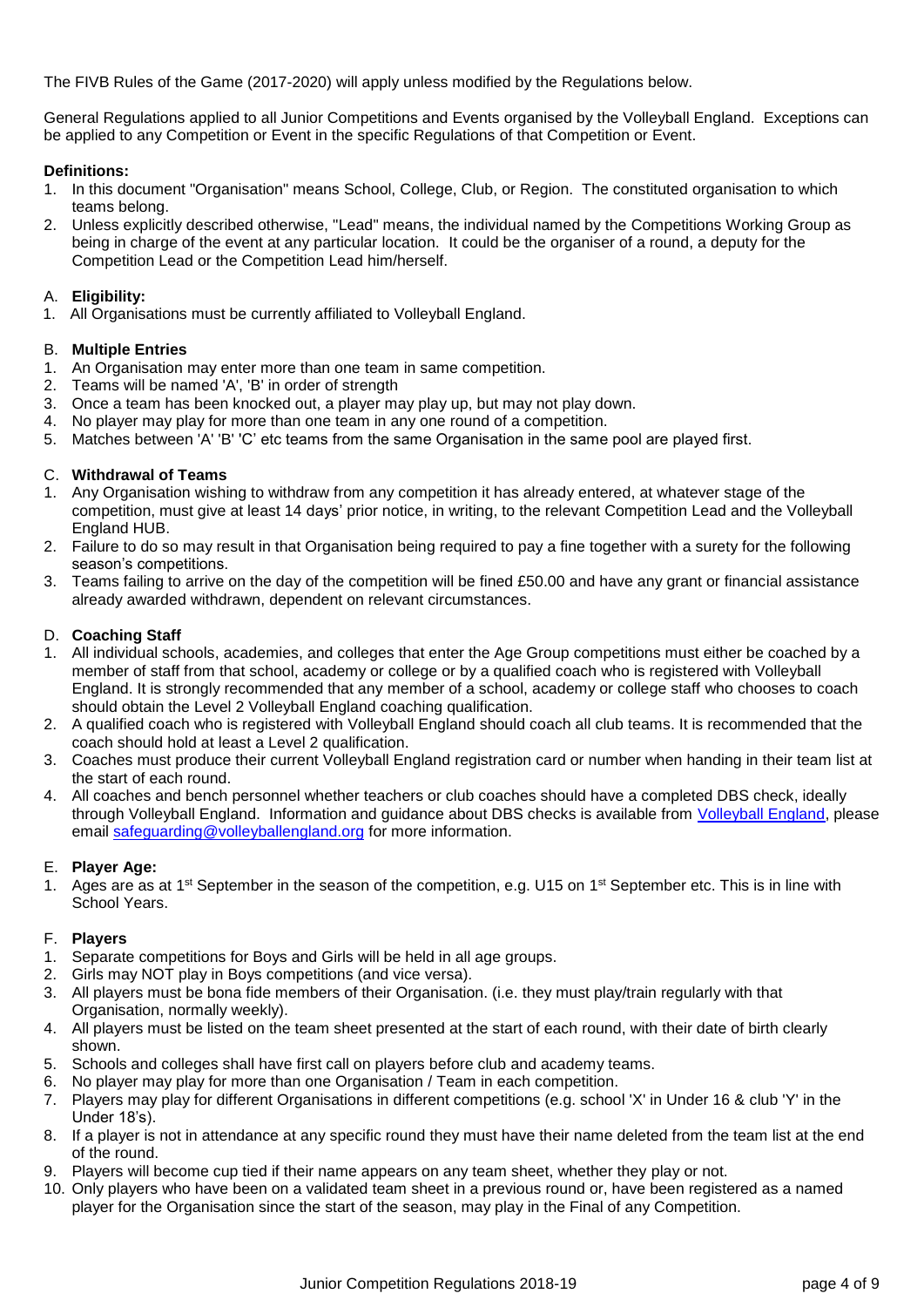The FIVB Rules of the Game (2017-2020) will apply unless modified by the Regulations below.

General Regulations applied to all Junior Competitions and Events organised by the Volleyball England. Exceptions can be applied to any Competition or Event in the specific Regulations of that Competition or Event.

**Definitions:**

1. In this document "Organisation" means School, College, Club, or Region. The constituted organisation to which teams belong.
2. Unless explicitly described otherwise, "Lead" means, the individual named by the Competitions Working Group as being in charge of the event at any particular location. It could be the organiser of a round, a deputy for the Competition Lead or the Competition Lead him/herself.

A. **Eligibility:**

1. All Organisations must be currently affiliated to Volleyball England.

B. **Multiple Entries**

1. An Organisation may enter more than one team in same competition.
2. Teams will be named 'A', 'B' in order of strength
3. Once a team has been knocked out, a player may play up, but may not play down.
4. No player may play for more than one team in any one round of a competition.
5. Matches between 'A' 'B' 'C' etc teams from the same Organisation in the same pool are played first.

C. **Withdrawal of Teams**

1. Any Organisation wishing to withdraw from any competition it has already entered, at whatever stage of the competition, must give at least 14 days' prior notice, in writing, to the relevant Competition Lead and the Volleyball England HUB.
2. Failure to do so may result in that Organisation being required to pay a fine together with a surety for the following season's competitions.
3. Teams failing to arrive on the day of the competition will be fined £50.00 and have any grant or financial assistance already awarded withdrawn, dependent on relevant circumstances.

D. **Coaching Staff**

1. All individual schools, academies, and colleges that enter the Age Group competitions must either be coached by a member of staff from that school, academy or college or by a qualified coach who is registered with Volleyball England. It is strongly recommended that any member of a school, academy or college staff who chooses to coach should obtain the Level 2 Volleyball England coaching qualification.
2. A qualified coach who is registered with Volleyball England should coach all club teams. It is recommended that the coach should hold at least a Level 2 qualification.
3. Coaches must produce their current Volleyball England registration card or number when handing in their team list at the start of each round.
4. All coaches and bench personnel whether teachers or club coaches should have a completed DBS check, ideally through Volleyball England. Information and guidance about DBS checks is available from Volleyball England, please email safeguarding@volleyballengland.org for more information.

E. **Player Age:**

1. Ages are as at 1st September in the season of the competition, e.g. U15 on 1st September etc. This is in line with School Years.

F. **Players**

1. Separate competitions for Boys and Girls will be held in all age groups.
2. Girls may NOT play in Boys competitions (and vice versa).
3. All players must be bona fide members of their Organisation. (i.e. they must play/train regularly with that Organisation, normally weekly).
4. All players must be listed on the team sheet presented at the start of each round, with their date of birth clearly shown.
5. Schools and colleges shall have first call on players before club and academy teams.
6. No player may play for more than one Organisation / Team in each competition.
7. Players may play for different Organisations in different competitions (e.g. school 'X' in Under 16 & club 'Y' in the Under 18's).
8. If a player is not in attendance at any specific round they must have their name deleted from the team list at the end of the round.
9. Players will become cup tied if their name appears on any team sheet, whether they play or not.
10. Only players who have been on a validated team sheet in a previous round or, have been registered as a named player for the Organisation since the start of the season, may play in the Final of any Competition.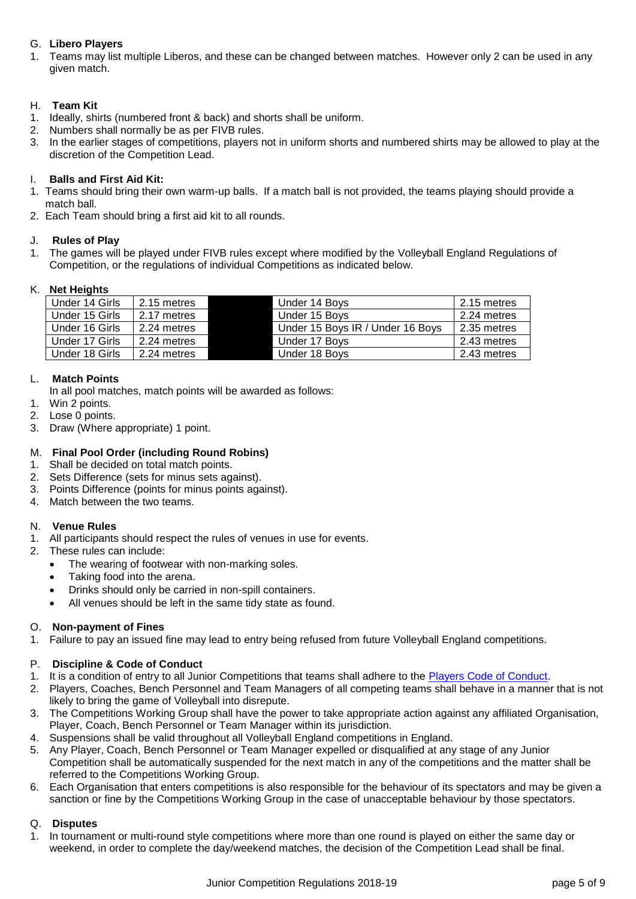### G. **Libero Players**

1. Teams may list multiple Liberos, and these can be changed between matches. However only 2 can be used in any given match.

### H. **Team Kit**

1. Ideally, shirts (numbered front & back) and shorts shall be uniform.
2. Numbers shall normally be as per FIVB rules.
3. In the earlier stages of competitions, players not in uniform shorts and numbered shirts may be allowed to play at the discretion of the Competition Lead.

### I. **Balls and First Aid Kit:**

1. Teams should bring their own warm-up balls. If a match ball is not provided, the teams playing should provide a match ball.
2. Each Team should bring a first aid kit to all rounds.

### J. **Rules of Play**

1. The games will be played under FIVB rules except where modified by the Volleyball England Regulations of Competition, or the regulations of individual Competitions as indicated below.

### K. **Net Heights**

| Under 14 Girls | 2.15 metres | | Under 14 Boys | 2.15 metres |
|---|---|---|---|---|
| Under 15 Girls | 2.17 metres | | Under 15 Boys | 2.24 metres |
| Under 16 Girls | 2.24 metres | | Under 15 Boys IR / Under 16 Boys | 2.35 metres |
| Under 17 Girls | 2.24 metres | | Under 17 Boys | 2.43 metres |
| Under 18 Girls | 2.24 metres | | Under 18 Boys | 2.43 metres |

### L. **Match Points**

In all pool matches, match points will be awarded as follows:

1. Win 2 points.
2. Lose 0 points.
3. Draw (Where appropriate) 1 point.

### M. **Final Pool Order (including Round Robins)**

1. Shall be decided on total match points.
2. Sets Difference (sets for minus sets against).
3. Points Difference (points for minus points against).
4. Match between the two teams.

### N. **Venue Rules**

1. All participants should respect the rules of venues in use for events.
2. These rules can include:
   - The wearing of footwear with non-marking soles.
   - Taking food into the arena.
   - Drinks should only be carried in non-spill containers.
   - All venues should be left in the same tidy state as found.

### O. **Non-payment of Fines**

1. Failure to pay an issued fine may lead to entry being refused from future Volleyball England competitions.

### P. **Discipline & Code of Conduct**

1. It is a condition of entry to all Junior Competitions that teams shall adhere to the Players Code of Conduct.
2. Players, Coaches, Bench Personnel and Team Managers of all competing teams shall behave in a manner that is not likely to bring the game of Volleyball into disrepute.
3. The Competitions Working Group shall have the power to take appropriate action against any affiliated Organisation, Player, Coach, Bench Personnel or Team Manager within its jurisdiction.
4. Suspensions shall be valid throughout all Volleyball England competitions in England.
5. Any Player, Coach, Bench Personnel or Team Manager expelled or disqualified at any stage of any Junior Competition shall be automatically suspended for the next match in any of the competitions and the matter shall be referred to the Competitions Working Group.
6. Each Organisation that enters competitions is also responsible for the behaviour of its spectators and may be given a sanction or fine by the Competitions Working Group in the case of unacceptable behaviour by those spectators.

### Q. **Disputes**

1. In tournament or multi-round style competitions where more than one round is played on either the same day or weekend, in order to complete the day/weekend matches, the decision of the Competition Lead shall be final.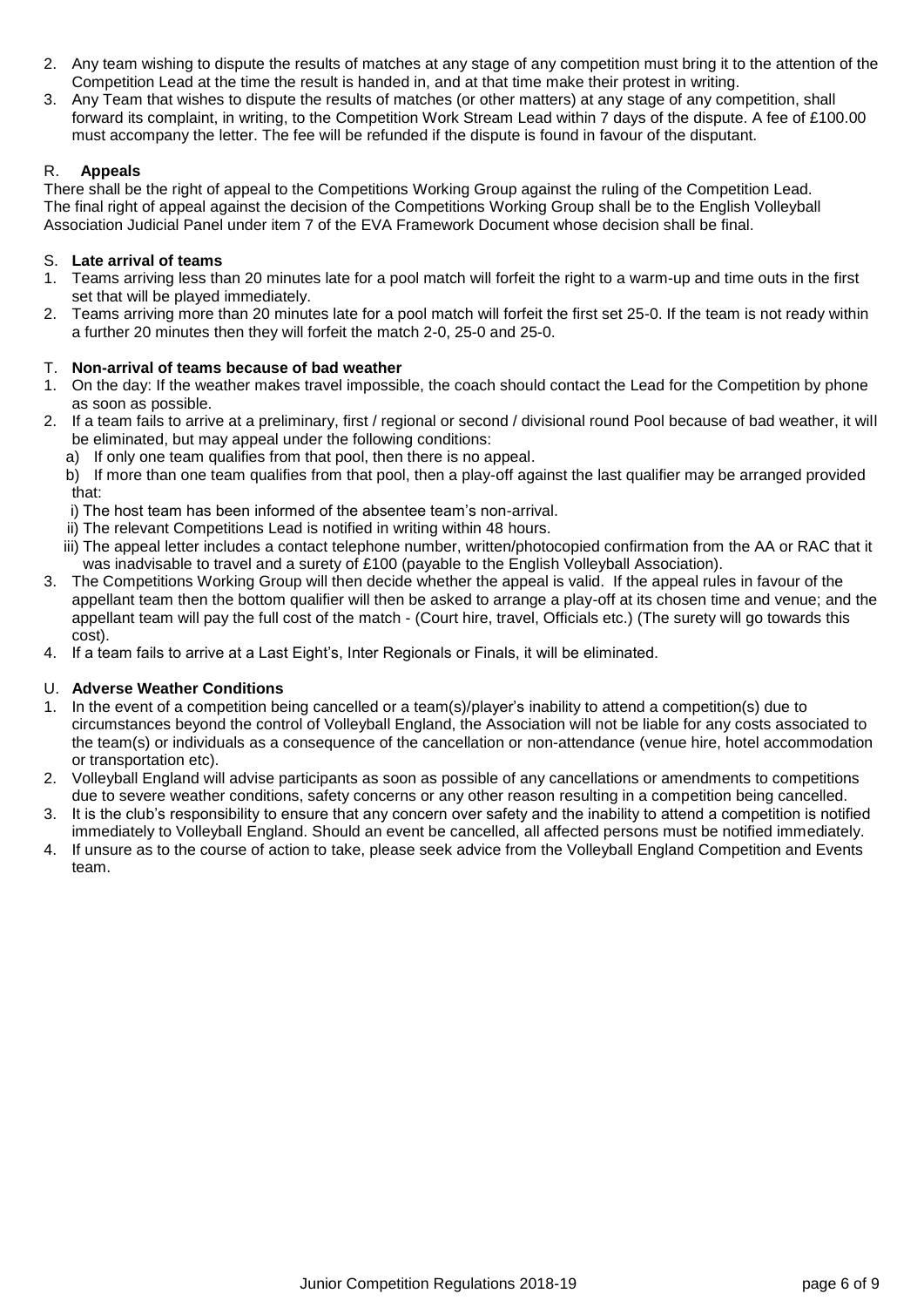2. Any team wishing to dispute the results of matches at any stage of any competition must bring it to the attention of the Competition Lead at the time the result is handed in, and at that time make their protest in writing.
3. Any Team that wishes to dispute the results of matches (or other matters) at any stage of any competition, shall forward its complaint, in writing, to the Competition Work Stream Lead within 7 days of the dispute. A fee of £100.00 must accompany the letter. The fee will be refunded if the dispute is found in favour of the disputant.

## R. Appeals

There shall be the right of appeal to the Competitions Working Group against the ruling of the Competition Lead. The final right of appeal against the decision of the Competitions Working Group shall be to the English Volleyball Association Judicial Panel under item 7 of the EVA Framework Document whose decision shall be final.

## S. Late arrival of teams

1. Teams arriving less than 20 minutes late for a pool match will forfeit the right to a warm-up and time outs in the first set that will be played immediately.
2. Teams arriving more than 20 minutes late for a pool match will forfeit the first set 25-0. If the team is not ready within a further 20 minutes then they will forfeit the match 2-0, 25-0 and 25-0.

## T. Non-arrival of teams because of bad weather

1. On the day: If the weather makes travel impossible, the coach should contact the Lead for the Competition by phone as soon as possible.
2. If a team fails to arrive at a preliminary, first / regional or second / divisional round Pool because of bad weather, it will be eliminated, but may appeal under the following conditions:
   a) If only one team qualifies from that pool, then there is no appeal.
   b) If more than one team qualifies from that pool, then a play-off against the last qualifier may be arranged provided that:
      i) The host team has been informed of the absentee team's non-arrival.
      ii) The relevant Competitions Lead is notified in writing within 48 hours.
      iii) The appeal letter includes a contact telephone number, written/photocopied confirmation from the AA or RAC that it was inadvisable to travel and a surety of £100 (payable to the English Volleyball Association).
3. The Competitions Working Group will then decide whether the appeal is valid. If the appeal rules in favour of the appellant team then the bottom qualifier will then be asked to arrange a play-off at its chosen time and venue; and the appellant team will pay the full cost of the match - (Court hire, travel, Officials etc.) (The surety will go towards this cost).
4. If a team fails to arrive at a Last Eight's, Inter Regionals or Finals, it will be eliminated.

## U. Adverse Weather Conditions

1. In the event of a competition being cancelled or a team(s)/player's inability to attend a competition(s) due to circumstances beyond the control of Volleyball England, the Association will not be liable for any costs associated to the team(s) or individuals as a consequence of the cancellation or non-attendance (venue hire, hotel accommodation or transportation etc).
2. Volleyball England will advise participants as soon as possible of any cancellations or amendments to competitions due to severe weather conditions, safety concerns or any other reason resulting in a competition being cancelled.
3. It is the club's responsibility to ensure that any concern over safety and the inability to attend a competition is notified immediately to Volleyball England. Should an event be cancelled, all affected persons must be notified immediately.
4. If unsure as to the course of action to take, please seek advice from the Volleyball England Competition and Events team.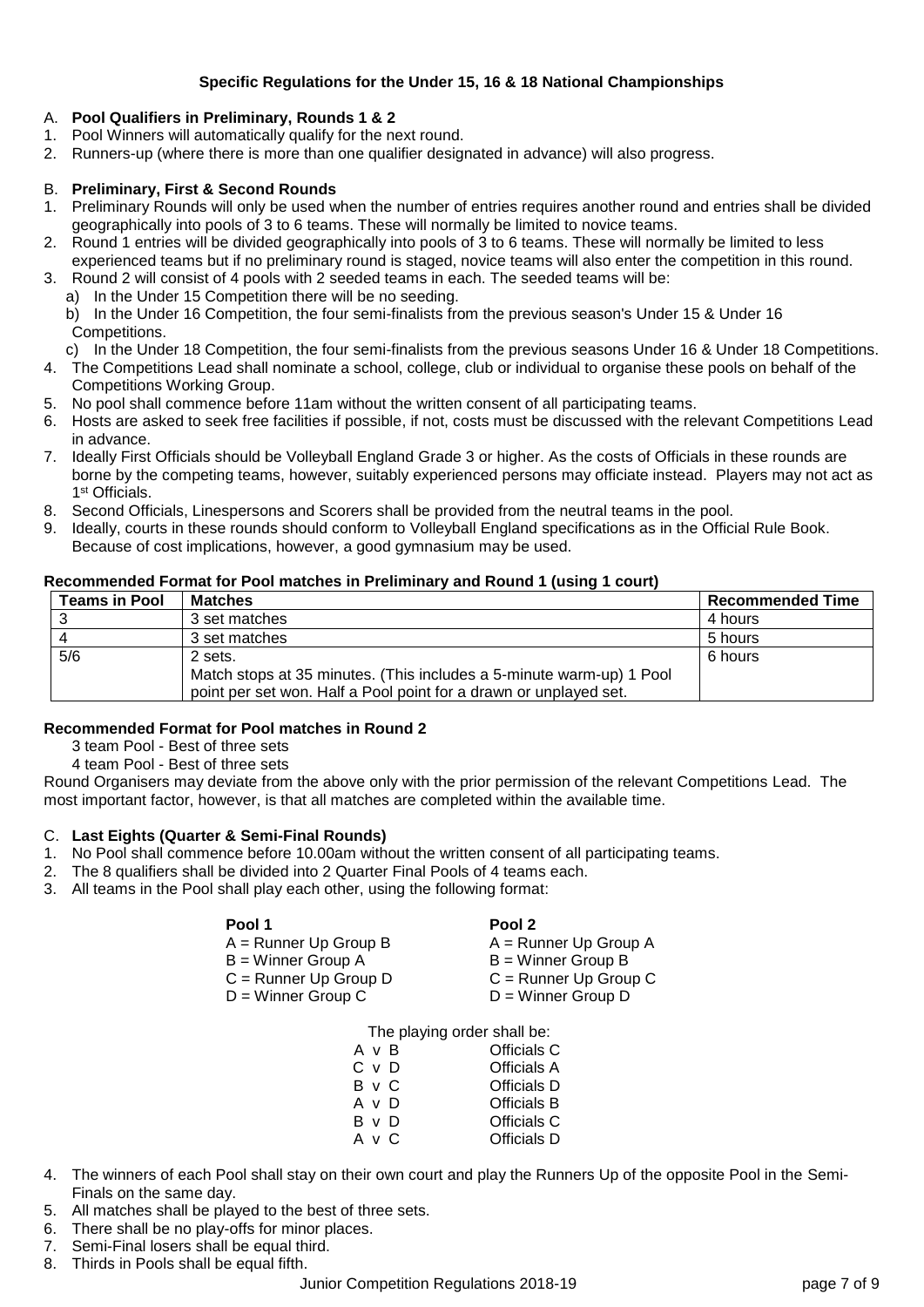## Specific Regulations for the Under 15, 16 & 18 National Championships

### A. Pool Qualifiers in Preliminary, Rounds 1 & 2

1. Pool Winners will automatically qualify for the next round.
2. Runners-up (where there is more than one qualifier designated in advance) will also progress.

### B. Preliminary, First & Second Rounds

1. Preliminary Rounds will only be used when the number of entries requires another round and entries shall be divided geographically into pools of 3 to 6 teams. These will normally be limited to novice teams.
2. Round 1 entries will be divided geographically into pools of 3 to 6 teams. These will normally be limited to less experienced teams but if no preliminary round is staged, novice teams will also enter the competition in this round.
3. Round 2 will consist of 4 pools with 2 seeded teams in each. The seeded teams will be:
   a) In the Under 15 Competition there will be no seeding.
   b) In the Under 16 Competition, the four semi-finalists from the previous season's Under 15 & Under 16 Competitions.
   c) In the Under 18 Competition, the four semi-finalists from the previous seasons Under 16 & Under 18 Competitions.
4. The Competitions Lead shall nominate a school, college, club or individual to organise these pools on behalf of the Competitions Working Group.
5. No pool shall commence before 11am without the written consent of all participating teams.
6. Hosts are asked to seek free facilities if possible, if not, costs must be discussed with the relevant Competitions Lead in advance.
7. Ideally First Officials should be Volleyball England Grade 3 or higher. As the costs of Officials in these rounds are borne by the competing teams, however, suitably experienced persons may officiate instead. Players may not act as 1st Officials.
8. Second Officials, Linespersons and Scorers shall be provided from the neutral teams in the pool.
9. Ideally, courts in these rounds should conform to Volleyball England specifications as in the Official Rule Book. Because of cost implications, however, a good gymnasium may be used.

**Recommended Format for Pool matches in Preliminary and Round 1 (using 1 court)**

| Teams in Pool | Matches | Recommended Time |
|---|---|---|
| 3 | 3 set matches | 4 hours |
| 4 | 3 set matches | 5 hours |
| 5/6 | 2 sets. Match stops at 35 minutes. (This includes a 5-minute warm-up) 1 Pool point per set won. Half a Pool point for a drawn or unplayed set. | 6 hours |

**Recommended Format for Pool matches in Round 2**

3 team Pool - Best of three sets
4 team Pool - Best of three sets

Round Organisers may deviate from the above only with the prior permission of the relevant Competitions Lead. The most important factor, however, is that all matches are completed within the available time.

### C. Last Eights (Quarter & Semi-Final Rounds)

1. No Pool shall commence before 10.00am without the written consent of all participating teams.
2. The 8 qualifiers shall be divided into 2 Quarter Final Pools of 4 teams each.
3. All teams in the Pool shall play each other, using the following format:

| Pool 1 | Pool 2 |
|---|---|
| A = Runner Up Group B | A = Runner Up Group A |
| B = Winner Group A | B = Winner Group B |
| C = Runner Up Group D | C = Runner Up Group C |
| D = Winner Group C | D = Winner Group D |

The playing order shall be:

| Match | Officials |
|---|---|
| A v B | Officials C |
| C v D | Officials A |
| B v C | Officials D |
| A v D | Officials B |
| B v D | Officials C |
| A v C | Officials D |

4. The winners of each Pool shall stay on their own court and play the Runners Up of the opposite Pool in the Semi-Finals on the same day.
5. All matches shall be played to the best of three sets.
6. There shall be no play-offs for minor places.
7. Semi-Final losers shall be equal third.
8. Thirds in Pools shall be equal fifth.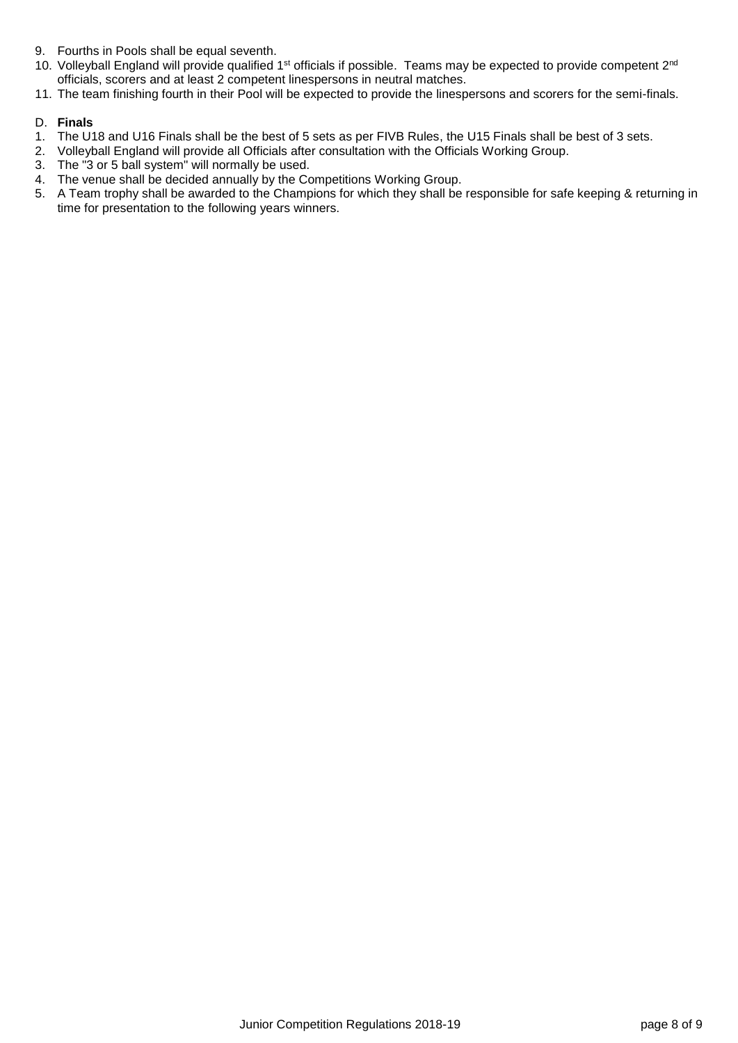9. Fourths in Pools shall be equal seventh.
10. Volleyball England will provide qualified 1st officials if possible. Teams may be expected to provide competent 2nd officials, scorers and at least 2 competent linespersons in neutral matches.
11. The team finishing fourth in their Pool will be expected to provide the linespersons and scorers for the semi-finals.

D. **Finals**

1. The U18 and U16 Finals shall be the best of 5 sets as per FIVB Rules, the U15 Finals shall be best of 3 sets.
2. Volleyball England will provide all Officials after consultation with the Officials Working Group.
3. The "3 or 5 ball system" will normally be used.
4. The venue shall be decided annually by the Competitions Working Group.
5. A Team trophy shall be awarded to the Champions for which they shall be responsible for safe keeping & returning in time for presentation to the following years winners.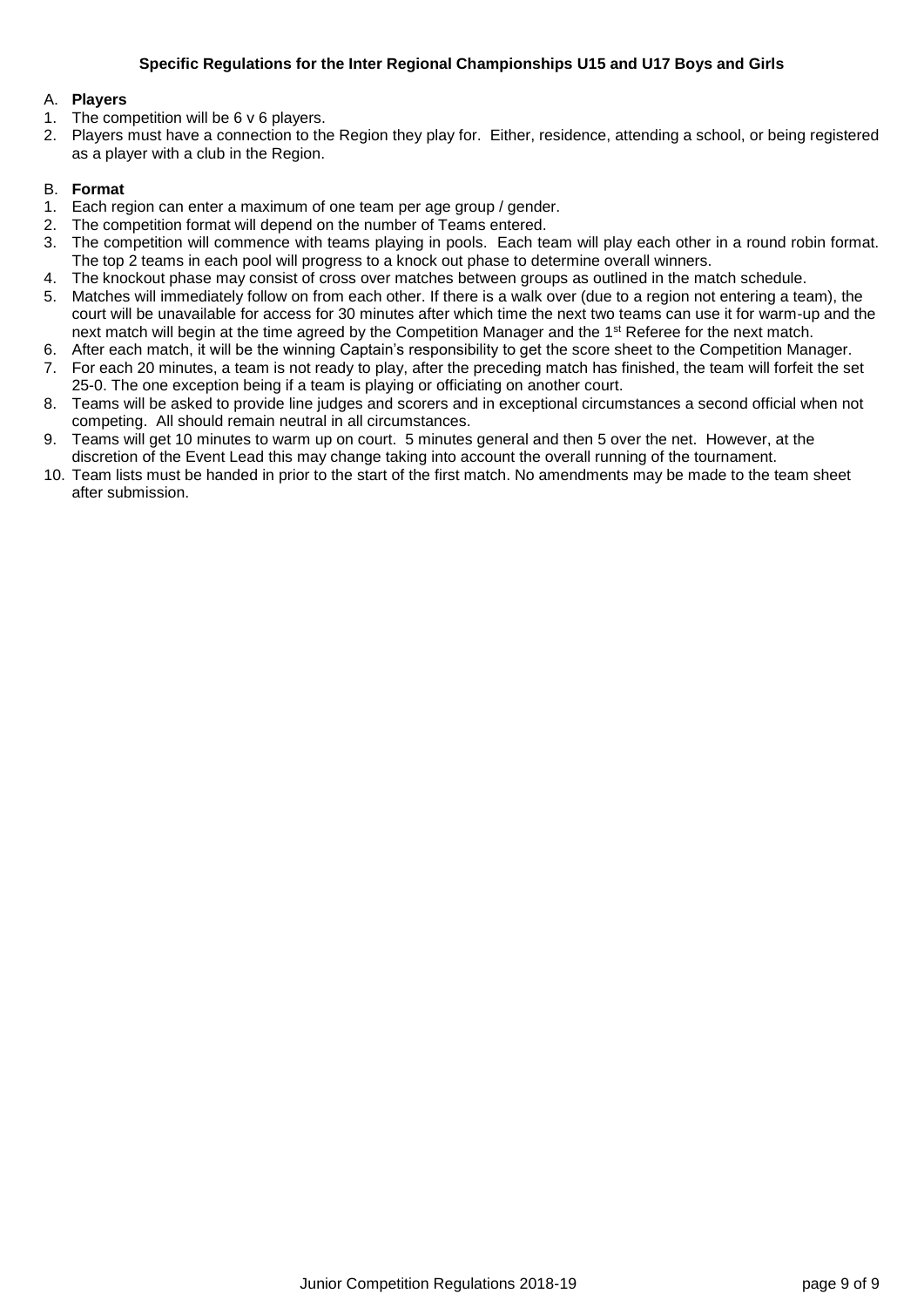**Specific Regulations for the Inter Regional Championships U15 and U17 Boys and Girls**

A. **Players**

1. The competition will be 6 v 6 players.
2. Players must have a connection to the Region they play for. Either, residence, attending a school, or being registered as a player with a club in the Region.

B. **Format**

1. Each region can enter a maximum of one team per age group / gender.
2. The competition format will depend on the number of Teams entered.
3. The competition will commence with teams playing in pools. Each team will play each other in a round robin format. The top 2 teams in each pool will progress to a knock out phase to determine overall winners.
4. The knockout phase may consist of cross over matches between groups as outlined in the match schedule.
5. Matches will immediately follow on from each other. If there is a walk over (due to a region not entering a team), the court will be unavailable for access for 30 minutes after which time the next two teams can use it for warm-up and the next match will begin at the time agreed by the Competition Manager and the 1st Referee for the next match.
6. After each match, it will be the winning Captain's responsibility to get the score sheet to the Competition Manager.
7. For each 20 minutes, a team is not ready to play, after the preceding match has finished, the team will forfeit the set 25-0. The one exception being if a team is playing or officiating on another court.
8. Teams will be asked to provide line judges and scorers and in exceptional circumstances a second official when not competing. All should remain neutral in all circumstances.
9. Teams will get 10 minutes to warm up on court. 5 minutes general and then 5 over the net. However, at the discretion of the Event Lead this may change taking into account the overall running of the tournament.
10. Team lists must be handed in prior to the start of the first match. No amendments may be made to the team sheet after submission.